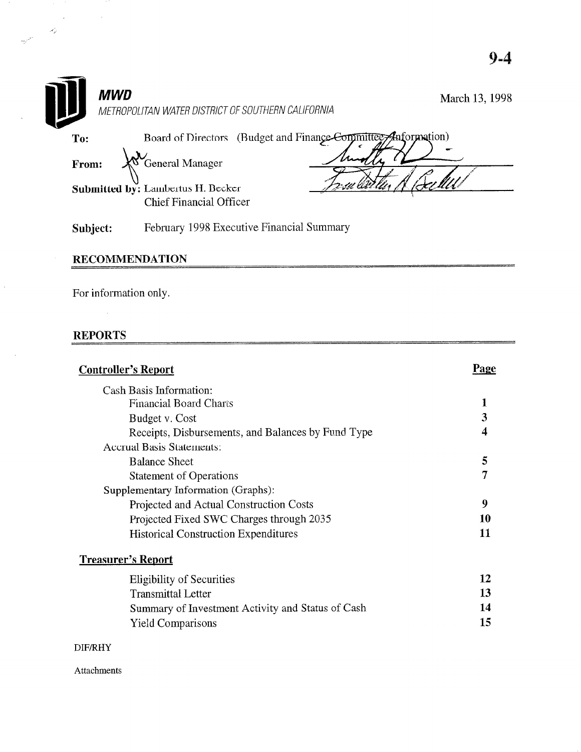9-4

**MWD**

*METROPOLITAN WATER DISTRICT OF SOUTHERN CALIFORNIA*

March 13, 1998

**To:** Board of Directors (Budget and Finance Committee--Information)

**From:** General Manager

**Submitted by:** Lambertus H. Becker
Chief Financial Officer

**Subject:** February 1998 Executive Financial Summary

## RECOMMENDATION

For information only.

## REPORTS

| **Controller's Report** | **Page** |
| --- | --- |
| Cash Basis Information: | |
| Financial Board Charts | 1 |
| Budget v. Cost | 3 |
| Receipts, Disbursements, and Balances by Fund Type | 4 |
| Accrual Basis Statements: | |
| Balance Sheet | 5 |
| Statement of Operations | 7 |
| Supplementary Information (Graphs): | |
| Projected and Actual Construction Costs | 9 |
| Projected Fixed SWC Charges through 2035 | 10 |
| Historical Construction Expenditures | 11 |
| **Treasurer's Report** | |
| Eligibility of Securities | 12 |
| Transmittal Letter | 13 |
| Summary of Investment Activity and Status of Cash | 14 |
| Yield Comparisons | 15 |

DIF/RHY

Attachments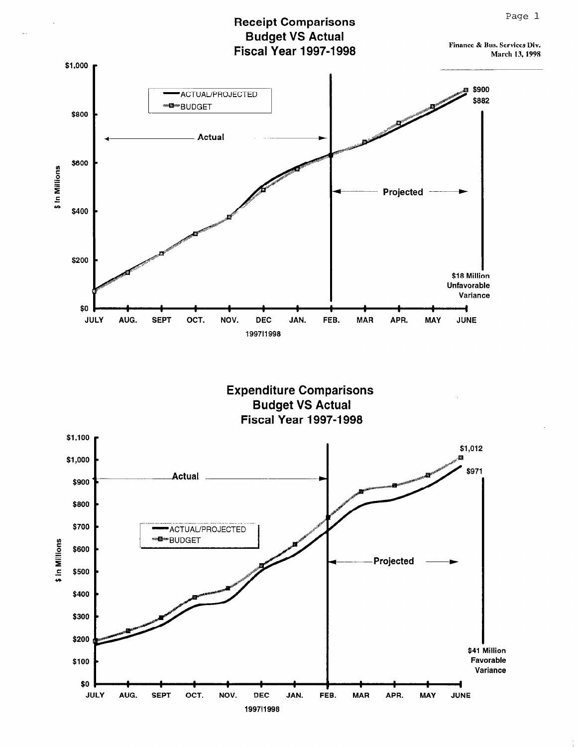Finance & Bus. Services Div.
March 13, 1998

## Receipt Comparisons
## Budget VS Actual
## Fiscal Year 1997-1998

- ACTUAL/PROJECTED
- BUDGET

$ In Millions: $0, $200, $400, $600, $800, $1,000

Actual ← → | ← Projected →

JULY, AUG., SEPT, OCT., NOV., DEC, JAN., FEB., MAR, APR., MAY, JUNE

1997|1998

$900
$882

$18 Million Unfavorable Variance

## Expenditure Comparisons
## Budget VS Actual
## Fiscal Year 1997-1998

- ACTUAL/PROJECTED
- BUDGET

$ In Millions: $0, $100, $200, $300, $400, $500, $600, $700, $800, $900, $1,000, $1,100

Actual ← → | ← Projected →

JULY, AUG., SEPT, OCT., NOV., DEC, JAN., FEB., MAR, APR., MAY, JUNE

1997|1998

$1,012
$971

$41 Million Favorable Variance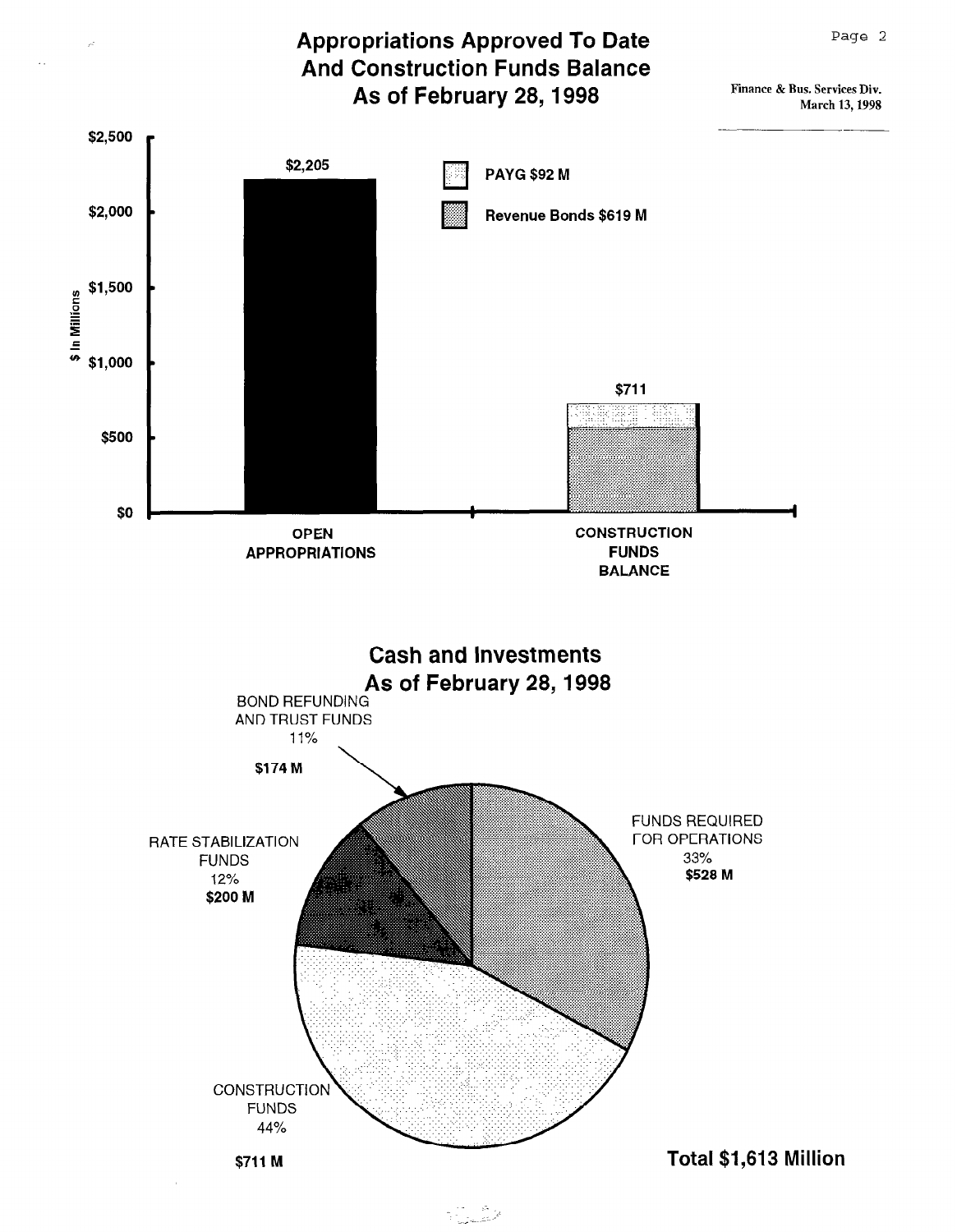Finance & Bus. Services Div.
March 13, 1998

## Appropriations Approved To Date And Construction Funds Balance As of February 28, 1998

$ In Millions

| | Amount |
|---|---|
| OPEN APPROPRIATIONS | $2,205 |
| CONSTRUCTION FUNDS BALANCE | $711 |

- PAYG $92 M
- Revenue Bonds $619 M

## Cash and Investments As of February 28, 1998

| Category | Percent | Amount |
|---|---|---|
| BOND REFUNDING AND TRUST FUNDS | 11% | $174 M |
| RATE STABILIZATION FUNDS | 12% | $200 M |
| FUNDS REQUIRED FOR OPERATIONS | 33% | $528 M |
| CONSTRUCTION FUNDS | 44% | $711 M |

**Total $1,613 Million**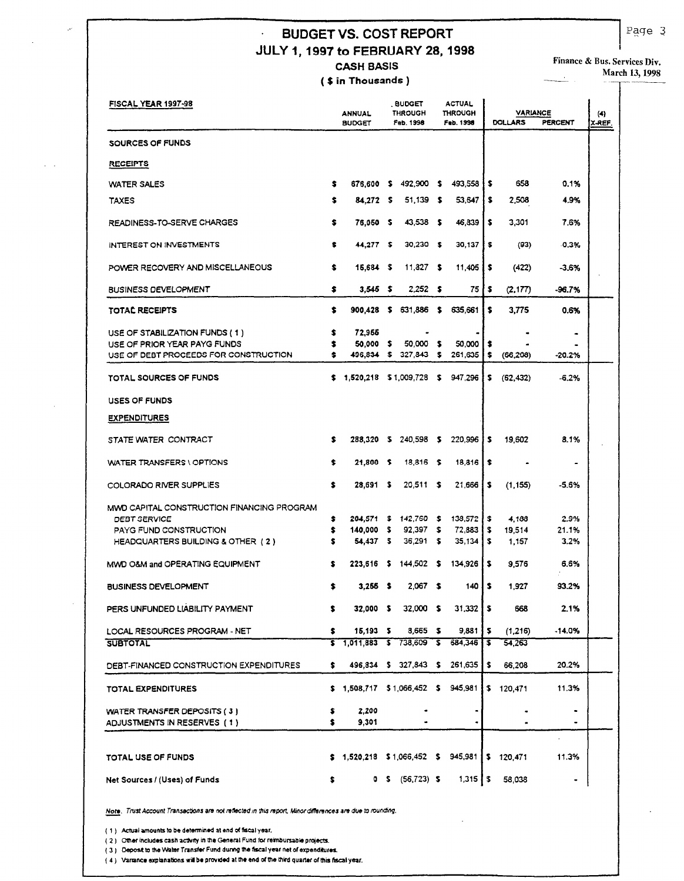# BUDGET VS. COST REPORT
## JULY 1, 1997 to FEBRUARY 28, 1998
### CASH BASIS
### ( $ in Thousands )

Finance & Bus. Services Div.
March 13, 1998

| FISCAL YEAR 1997-98 | ANNUAL BUDGET | BUDGET THROUGH Feb. 1998 | ACTUAL THROUGH Feb. 1998 | VARIANCE DOLLARS | VARIANCE PERCENT | (4) X-REF. |
|---|---|---|---|---|---|---|
| **SOURCES OF FUNDS** | | | | | | |
| **RECEIPTS** | | | | | | |
| WATER SALES | $ 676,600 | $ 492,900 | $ 493,558 | $ 658 | 0.1% | |
| TAXES | $ 84,272 | $ 51,139 | $ 53,647 | $ 2,508 | 4.9% | |
| READINESS-TO-SERVE CHARGES | $ 76,050 | $ 43,538 | $ 46,839 | $ 3,301 | 7.6% | |
| INTEREST ON INVESTMENTS | $ 44,277 | $ 30,230 | $ 30,137 | $ (93) | -0.3% | |
| POWER RECOVERY AND MISCELLANEOUS | $ 15,684 | $ 11,827 | $ 11,405 | $ (422) | -3.6% | |
| BUSINESS DEVELOPMENT | $ 3,545 | $ 2,252 | $ 75 | $ (2,177) | -96.7% | |
| **TOTAL RECEIPTS** | $ 900,428 | $ 631,886 | $ 635,661 | $ 3,775 | 0.6% | |
| USE OF STABILIZATION FUNDS ( 1 ) | $ 72,956 | - | - | - | - | |
| USE OF PRIOR YEAR PAYG FUNDS | $ 50,000 | $ 50,000 | $ 50,000 | $ - | - | |
| USE OF DEBT PROCEEDS FOR CONSTRUCTION | $ 496,834 | $ 327,843 | $ 261,635 | $ (66,208) | -20.2% | |
| **TOTAL SOURCES OF FUNDS** | $ 1,520,218 | $ 1,009,728 | $ 947,296 | $ (62,432) | -6.2% | |
| **USES OF FUNDS** | | | | | | |
| **EXPENDITURES** | | | | | | |
| STATE WATER CONTRACT | $ 288,320 | $ 240,598 | $ 220,996 | $ 19,602 | 8.1% | |
| WATER TRANSFERS \ OPTIONS | $ 21,800 | $ 18,816 | $ 18,816 | $ - | - | |
| COLORADO RIVER SUPPLIES | $ 28,691 | $ 20,511 | $ 21,666 | $ (1,155) | -5.6% | |
| MWD CAPITAL CONSTRUCTION FINANCING PROGRAM | | | | | | |
| DEBT SERVICE | $ 204,571 | $ 142,760 | $ 138,572 | $ 4,188 | 2.9% | |
| PAYG FUND CONSTRUCTION | $ 140,000 | $ 92,397 | $ 72,883 | $ 19,514 | 21.1% | |
| HEADQUARTERS BUILDING & OTHER ( 2 ) | $ 54,437 | $ 36,291 | $ 35,134 | $ 1,157 | 3.2% | |
| MWD O&M and OPERATING EQUIPMENT | $ 223,616 | $ 144,502 | $ 134,926 | $ 9,576 | 6.6% | |
| BUSINESS DEVELOPMENT | $ 3,255 | $ 2,067 | $ 140 | $ 1,927 | 93.2% | |
| PERS UNFUNDED LIABILITY PAYMENT | $ 32,000 | $ 32,000 | $ 31,332 | $ 668 | 2.1% | |
| LOCAL RESOURCES PROGRAM - NET | $ 15,193 | $ 8,665 | $ 9,881 | $ (1,216) | -14.0% | |
| **SUBTOTAL** | $ 1,011,883 | $ 738,609 | $ 684,346 | $ 54,263 | | |
| DEBT-FINANCED CONSTRUCTION EXPENDITURES | $ 496,834 | $ 327,843 | $ 261,635 | $ 66,208 | 20.2% | |
| **TOTAL EXPENDITURES** | $ 1,508,717 | $ 1,066,452 | $ 945,981 | $ 120,471 | 11.3% | |
| WATER TRANSFER DEPOSITS ( 3 ) | $ 2,200 | - | - | - | - | |
| ADJUSTMENTS IN RESERVES ( 1 ) | $ 9,301 | - | - | - | - | |
| **TOTAL USE OF FUNDS** | $ 1,520,218 | $ 1,066,452 | $ 945,981 | $ 120,471 | 11.3% | |
| Net Sources / (Uses) of Funds | $ 0 | $ (56,723) | $ 1,315 | $ 58,038 | - | |

*Note. Trust Account Transactions are not reflected in this report. Minor differences are due to rounding.*

( 1 ) Actual amounts to be determined at end of fiscal year.
( 2 ) Other includes cash activity in the General Fund for reimbursable projects.
( 3 ) Deposit to the Water Transfer Fund during the fiscal year net of expenditures.
( 4 ) Variance explanations will be provided at the end of the third quarter of this fiscal year.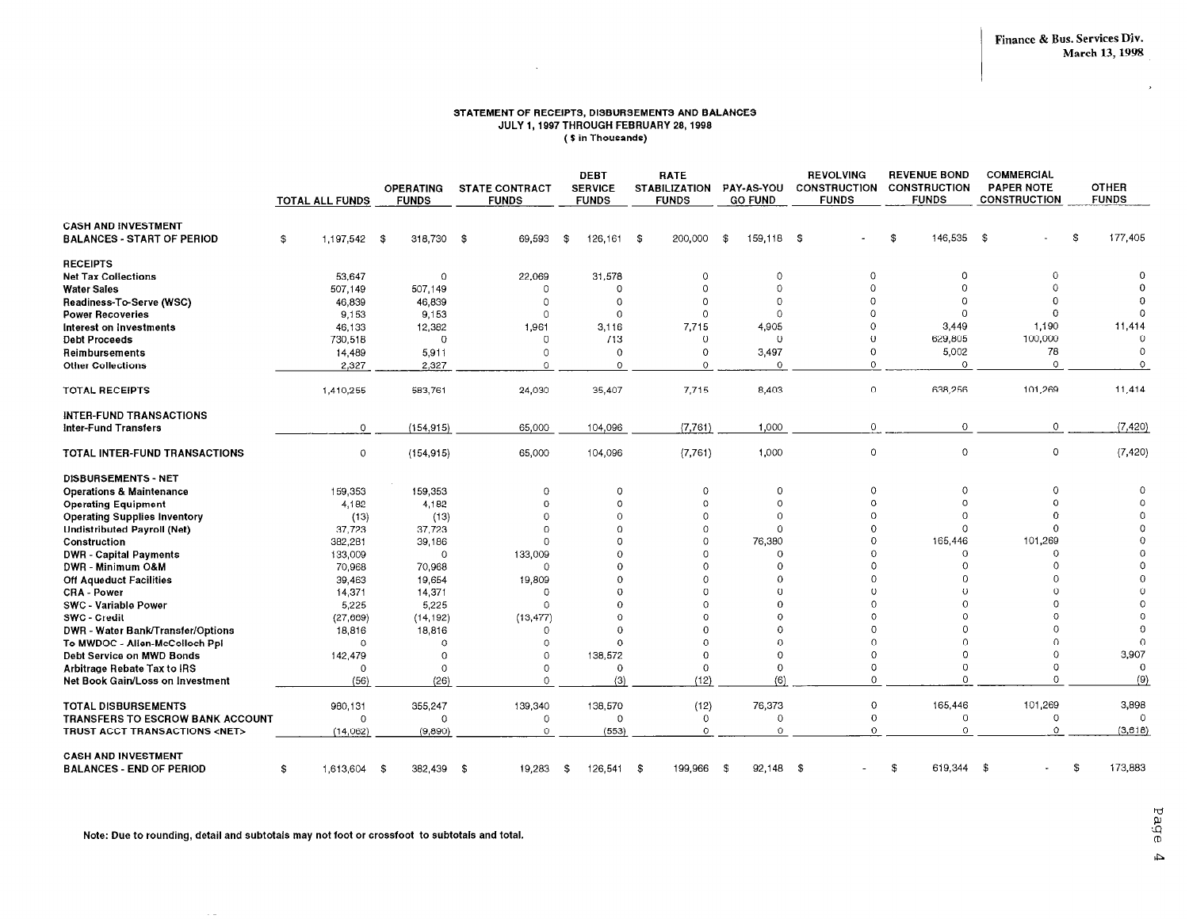Finance & Bus. Services Div.
March 13, 1998

## STATEMENT OF RECEIPTS, DISBURSEMENTS AND BALANCES
### JULY 1, 1997 THROUGH FEBRUARY 28, 1998
($ in Thousands)

| | TOTAL ALL FUNDS | OPERATING FUNDS | STATE CONTRACT FUNDS | DEBT SERVICE FUNDS | RATE STABILIZATION FUNDS | PAY-AS-YOU GO FUND | REVOLVING CONSTRUCTION FUNDS | REVENUE BOND CONSTRUCTION FUNDS | COMMERCIAL PAPER NOTE CONSTRUCTION | OTHER FUNDS |
|---|---|---|---|---|---|---|---|---|---|---|
| **CASH AND INVESTMENT BALANCES - START OF PERIOD** | $ 1,197,542 | $ 318,730 | $ 69,593 | $ 126,161 | $ 200,000 | $ 159,118 | $ - | $ 146,535 | $ - | $ 177,405 |
| **RECEIPTS** | | | | | | | | | | |
| Net Tax Collections | 53,647 | 0 | 22,069 | 31,578 | 0 | 0 | 0 | 0 | 0 | 0 |
| Water Sales | 507,149 | 507,149 | 0 | 0 | 0 | 0 | 0 | 0 | 0 | 0 |
| Readiness-To-Serve (WSC) | 46,839 | 46,839 | 0 | 0 | 0 | 0 | 0 | 0 | 0 | 0 |
| Power Recoveries | 9,153 | 9,153 | 0 | 0 | 0 | 0 | 0 | 0 | 0 | 0 |
| Interest on Investments | 46,133 | 12,382 | 1,961 | 3,116 | 7,715 | 4,905 | 0 | 3,449 | 1,190 | 11,414 |
| Debt Proceeds | 730,518 | 0 | 0 | 713 | 0 | 0 | 0 | 629,805 | 100,000 | 0 |
| Reimbursements | 14,489 | 5,911 | 0 | 0 | 0 | 3,497 | 0 | 5,002 | 78 | 0 |
| Other Collections | 2,327 | 2,327 | 0 | 0 | 0 | 0 | 0 | 0 | 0 | 0 |
| **TOTAL RECEIPTS** | 1,410,255 | 583,761 | 24,030 | 35,407 | 7,715 | 8,403 | 0 | 638,256 | 101,269 | 11,414 |
| **INTER-FUND TRANSACTIONS** | | | | | | | | | | |
| Inter-Fund Transfers | 0 | (154,915) | 65,000 | 104,096 | (7,761) | 1,000 | 0 | 0 | 0 | (7,420) |
| **TOTAL INTER-FUND TRANSACTIONS** | 0 | (154,915) | 65,000 | 104,096 | (7,761) | 1,000 | 0 | 0 | 0 | (7,420) |
| **DISBURSEMENTS - NET** | | | | | | | | | | |
| Operations & Maintenance | 159,353 | 159,353 | 0 | 0 | 0 | 0 | 0 | 0 | 0 | 0 |
| Operating Equipment | 4,182 | 4,182 | 0 | 0 | 0 | 0 | 0 | 0 | 0 | 0 |
| Operating Supplies Inventory | (13) | (13) | 0 | 0 | 0 | 0 | 0 | 0 | 0 | 0 |
| Undistributed Payroll (Net) | 37,723 | 37,723 | 0 | 0 | 0 | 0 | 0 | 0 | 0 | 0 |
| Construction | 382,281 | 39,186 | 0 | 0 | 0 | 76,380 | 0 | 165,446 | 101,269 | 0 |
| DWR - Capital Payments | 133,009 | 0 | 133,009 | 0 | 0 | 0 | 0 | 0 | 0 | 0 |
| DWR - Minimum O&M | 70,968 | 70,968 | 0 | 0 | 0 | 0 | 0 | 0 | 0 | 0 |
| Off Aqueduct Facilities | 39,463 | 19,654 | 19,809 | 0 | 0 | 0 | 0 | 0 | 0 | 0 |
| CRA - Power | 14,371 | 14,371 | 0 | 0 | 0 | 0 | 0 | 0 | 0 | 0 |
| SWC - Variable Power | 5,225 | 5,225 | 0 | 0 | 0 | 0 | 0 | 0 | 0 | 0 |
| SWC - Credit | (27,669) | (14,192) | (13,477) | 0 | 0 | 0 | 0 | 0 | 0 | 0 |
| DWR - Water Bank/Transfer/Options | 18,816 | 18,816 | 0 | 0 | 0 | 0 | 0 | 0 | 0 | 0 |
| To MWDOC - Allen-McColloch Ppl | 0 | 0 | 0 | 0 | 0 | 0 | 0 | 0 | 0 | 0 |
| Debt Service on MWD Bonds | 142,479 | 0 | 0 | 138,572 | 0 | 0 | 0 | 0 | 0 | 3,907 |
| Arbitrage Rebate Tax to IRS | 0 | 0 | 0 | 0 | 0 | 0 | 0 | 0 | 0 | 0 |
| Net Book Gain/Loss on Investment | (56) | (26) | 0 | (3) | (12) | (6) | 0 | 0 | 0 | (9) |
| **TOTAL DISBURSEMENTS** | 980,131 | 355,247 | 139,340 | 138,570 | (12) | 76,373 | 0 | 165,446 | 101,269 | 3,898 |
| **TRANSFERS TO ESCROW BANK ACCOUNT** | 0 | 0 | 0 | 0 | 0 | 0 | 0 | 0 | 0 | 0 |
| **TRUST ACCT TRANSACTIONS <NET>** | (14,062) | (9,890) | 0 | (553) | 0 | 0 | 0 | 0 | 0 | (3,618) |
| **CASH AND INVESTMENT BALANCES - END OF PERIOD** | $ 1,613,604 | $ 382,439 | $ 19,283 | $ 126,541 | $ 199,966 | $ 92,148 | $ - | $ 619,344 | $ - | $ 173,883 |

Note: Due to rounding, detail and subtotals may not foot or crossfoot to subtotals and total.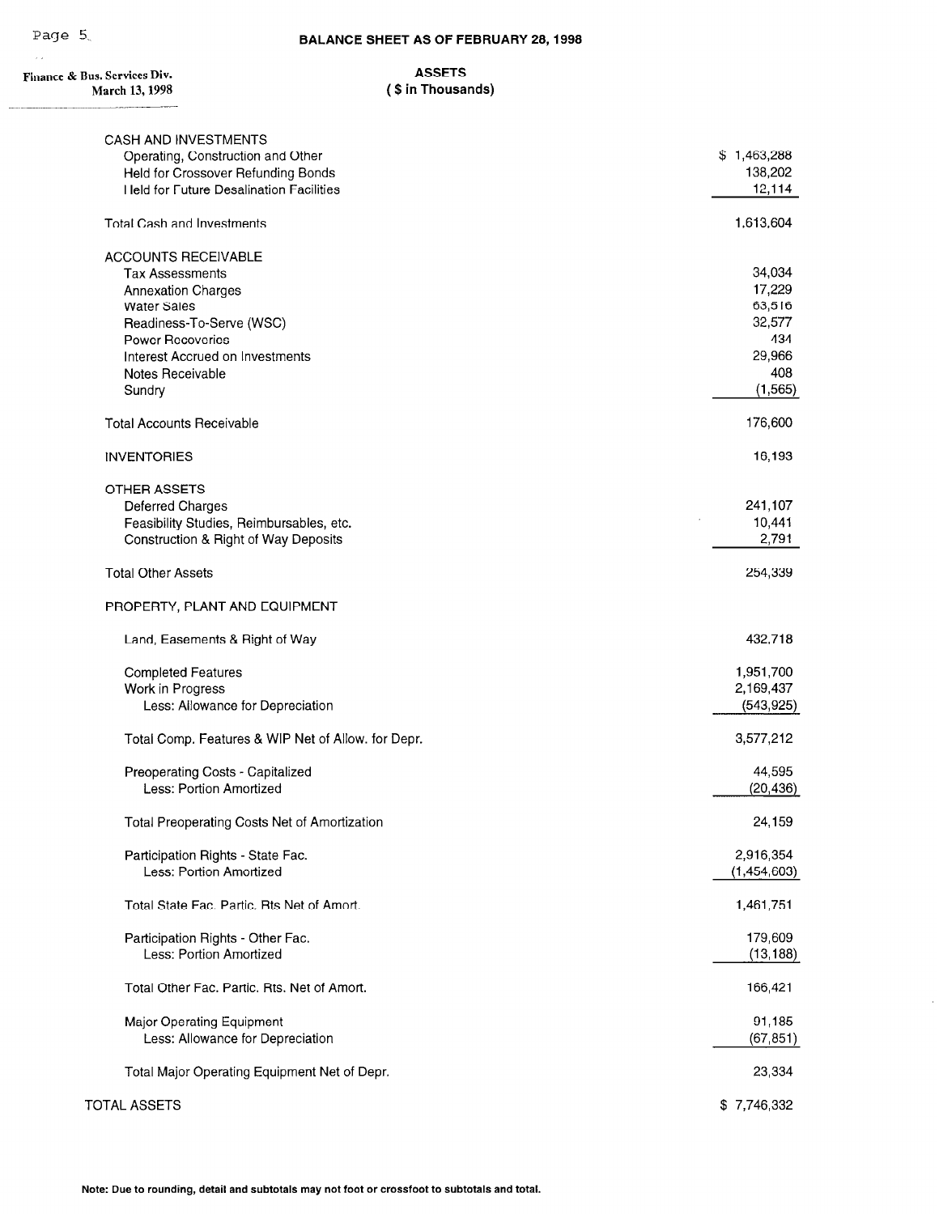# BALANCE SHEET AS OF FEBRUARY 28, 1998

Finance & Bus. Services Div.
March 13, 1998

## ASSETS
**( $ in Thousands)**

| | |
|---|---|
| CASH AND INVESTMENTS | |
| Operating, Construction and Other | $ 1,463,288 |
| Held for Crossover Refunding Bonds | 138,202 |
| Held for Future Desalination Facilities | 12,114 |
| Total Cash and Investments | 1,613,604 |
| ACCOUNTS RECEIVABLE | |
| Tax Assessments | 34,034 |
| Annexation Charges | 17,229 |
| Water Sales | 63,516 |
| Readiness-To-Serve (WSC) | 32,577 |
| Power Recoveries | 434 |
| Interest Accrued on Investments | 29,966 |
| Notes Receivable | 408 |
| Sundry | (1,565) |
| Total Accounts Receivable | 176,600 |
| INVENTORIES | 16,193 |
| OTHER ASSETS | |
| Deferred Charges | 241,107 |
| Feasibility Studies, Reimbursables, etc. | 10,441 |
| Construction & Right of Way Deposits | 2,791 |
| Total Other Assets | 254,339 |
| PROPERTY, PLANT AND EQUIPMENT | |
| Land, Easements & Right of Way | 432,718 |
| Completed Features | 1,951,700 |
| Work in Progress | 2,169,437 |
| Less: Allowance for Depreciation | (543,925) |
| Total Comp. Features & WIP Net of Allow. for Depr. | 3,577,212 |
| Preoperating Costs - Capitalized | 44,595 |
| Less: Portion Amortized | (20,436) |
| Total Preoperating Costs Net of Amortization | 24,159 |
| Participation Rights - State Fac. | 2,916,354 |
| Less: Portion Amortized | (1,454,603) |
| Total State Fac. Partic. Rts Net of Amort. | 1,461,751 |
| Participation Rights - Other Fac. | 179,609 |
| Less: Portion Amortized | (13,188) |
| Total Other Fac. Partic. Rts. Net of Amort. | 166,421 |
| Major Operating Equipment | 91,185 |
| Less: Allowance for Depreciation | (67,851) |
| Total Major Operating Equipment Net of Depr. | 23,334 |
| TOTAL ASSETS | $ 7,746,332 |

**Note: Due to rounding, detail and subtotals may not foot or crossfoot to subtotals and total.**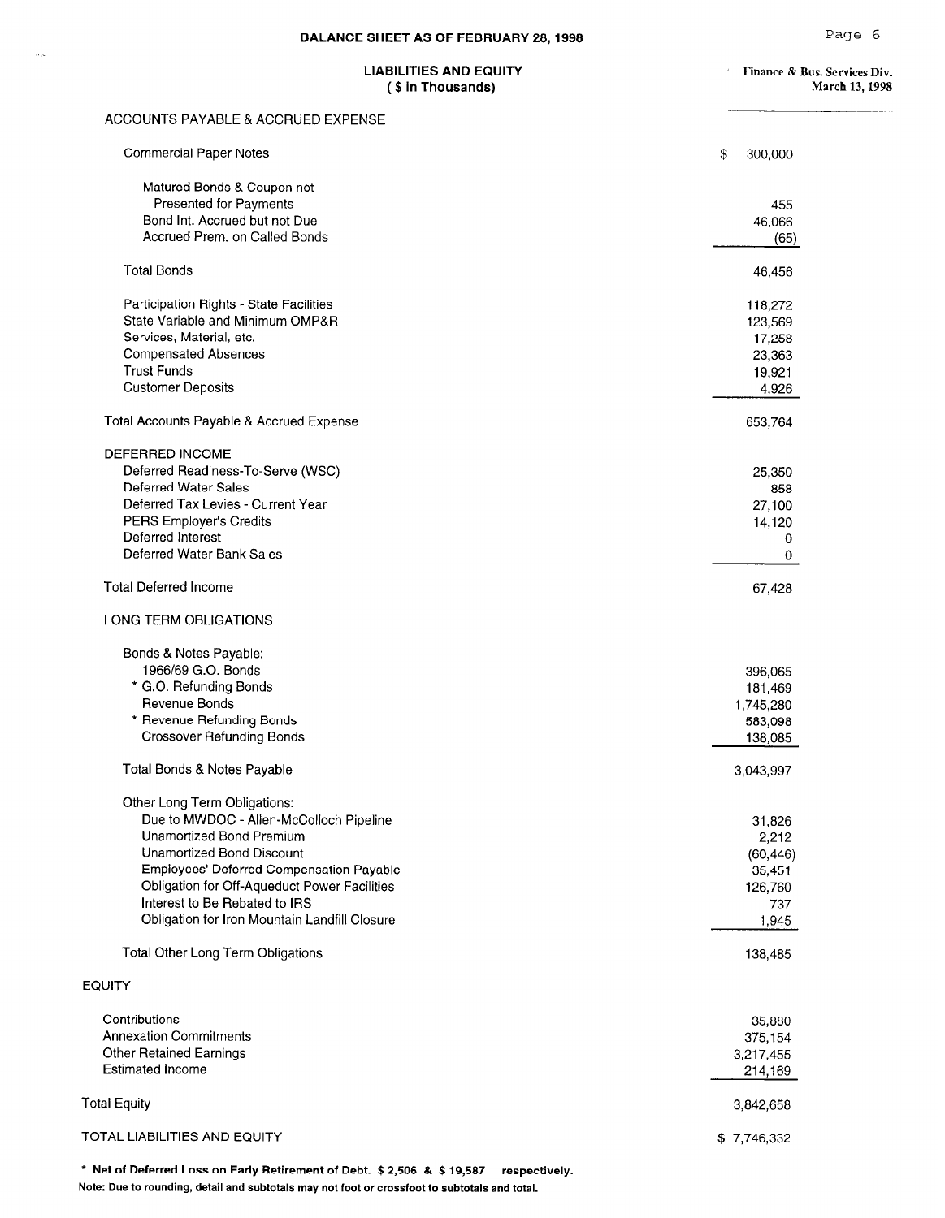## BALANCE SHEET AS OF FEBRUARY 28, 1998

### LIABILITIES AND EQUITY
### ( $ in Thousands)

Finance & Bus. Services Div.
March 13, 1998

| | |
|---|---|
| **ACCOUNTS PAYABLE & ACCRUED EXPENSE** | |
| Commercial Paper Notes | $ 300,000 |
| Matured Bonds & Coupon not Presented for Payments | 455 |
| Bond Int. Accrued but not Due | 46,066 |
| Accrued Prem. on Called Bonds | (65) |
| Total Bonds | 46,456 |
| Participation Rights - State Facilities | 118,272 |
| State Variable and Minimum OMP&R | 123,569 |
| Services, Material, etc. | 17,258 |
| Compensated Absences | 23,363 |
| Trust Funds | 19,921 |
| Customer Deposits | 4,926 |
| Total Accounts Payable & Accrued Expense | 653,764 |
| **DEFERRED INCOME** | |
| Deferred Readiness-To-Serve (WSC) | 25,350 |
| Deferred Water Sales | 858 |
| Deferred Tax Levies - Current Year | 27,100 |
| PERS Employer's Credits | 14,120 |
| Deferred Interest | 0 |
| Deferred Water Bank Sales | 0 |
| Total Deferred Income | 67,428 |
| **LONG TERM OBLIGATIONS** | |
| Bonds & Notes Payable: | |
| 1966/69 G.O. Bonds | 396,065 |
| * G.O. Refunding Bonds | 181,469 |
| Revenue Bonds | 1,745,280 |
| * Revenue Refunding Bonds | 583,098 |
| Crossover Refunding Bonds | 138,085 |
| Total Bonds & Notes Payable | 3,043,997 |
| Other Long Term Obligations: | |
| Due to MWDOC - Allen-McColloch Pipeline | 31,826 |
| Unamortized Bond Premium | 2,212 |
| Unamortized Bond Discount | (60,446) |
| Employees' Deferred Compensation Payable | 35,451 |
| Obligation for Off-Aqueduct Power Facilities | 126,760 |
| Interest to Be Rebated to IRS | 737 |
| Obligation for Iron Mountain Landfill Closure | 1,945 |
| Total Other Long Term Obligations | 138,485 |
| **EQUITY** | |
| Contributions | 35,880 |
| Annexation Commitments | 375,154 |
| Other Retained Earnings | 3,217,455 |
| Estimated Income | 214,169 |
| Total Equity | 3,842,658 |
| TOTAL LIABILITIES AND EQUITY | $ 7,746,332 |

**\* Net of Deferred Loss on Early Retirement of Debt. $ 2,506 & $ 19,587 respectively.**

**Note: Due to rounding, detail and subtotals may not foot or crossfoot to subtotals and total.**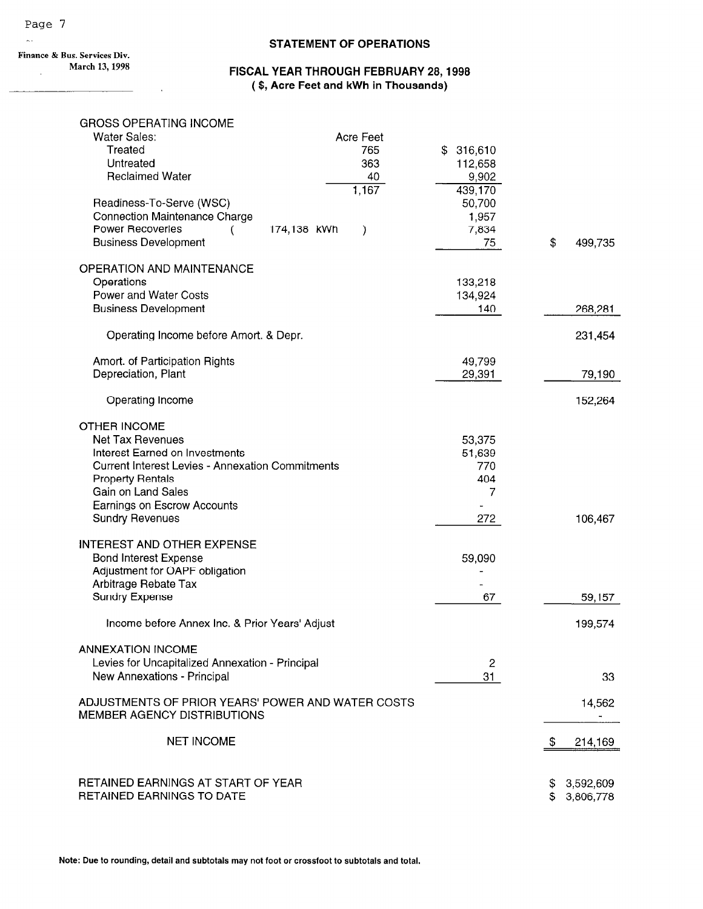Finance & Bus. Services Div.
March 13, 1998

## STATEMENT OF OPERATIONS

### FISCAL YEAR THROUGH FEBRUARY 28, 1998
### ( $, Acre Feet and kWh in Thousands)

| | Acre Feet | | |
|---|---|---|---|
| **GROSS OPERATING INCOME** | | | |
| Water Sales: | | | |
| Treated | 765 | $ 316,610 | |
| Untreated | 363 | 112,658 | |
| Reclaimed Water | 40 | 9,902 | |
| | 1,167 | 439,170 | |
| Readiness-To-Serve (WSC) | | 50,700 | |
| Connection Maintenance Charge | | 1,957 | |
| Power Recoveries ( 174,138 kWh ) | | 7,834 | |
| Business Development | | 75 | $ 499,735 |
| **OPERATION AND MAINTENANCE** | | | |
| Operations | | 133,218 | |
| Power and Water Costs | | 134,924 | |
| Business Development | | 140 | 268,281 |
| Operating Income before Amort. & Depr. | | | 231,454 |
| Amort. of Participation Rights | | 49,799 | |
| Depreciation, Plant | | 29,391 | 79,190 |
| Operating Income | | | 152,264 |
| **OTHER INCOME** | | | |
| Net Tax Revenues | | 53,375 | |
| Interest Earned on Investments | | 51,639 | |
| Current Interest Levies - Annexation Commitments | | 770 | |
| Property Rentals | | 404 | |
| Gain on Land Sales | | 7 | |
| Earnings on Escrow Accounts | | - | |
| Sundry Revenues | | 272 | 106,467 |
| **INTEREST AND OTHER EXPENSE** | | | |
| Bond Interest Expense | | 59,090 | |
| Adjustment for OAPF obligation | | - | |
| Arbitrage Rebate Tax | | - | |
| Sundry Expense | | 67 | 59,157 |
| Income before Annex Inc. & Prior Years' Adjust | | | 199,574 |
| **ANNEXATION INCOME** | | | |
| Levies for Uncapitalized Annexation - Principal | | 2 | |
| New Annexations - Principal | | 31 | 33 |
| ADJUSTMENTS OF PRIOR YEARS' POWER AND WATER COSTS | | | 14,562 |
| MEMBER AGENCY DISTRIBUTIONS | | | - |
| **NET INCOME** | | | $ 214,169 |
| RETAINED EARNINGS AT START OF YEAR | | | $ 3,592,609 |
| RETAINED EARNINGS TO DATE | | | $ 3,806,778 |

**Note: Due to rounding, detail and subtotals may not foot or crossfoot to subtotals and total.**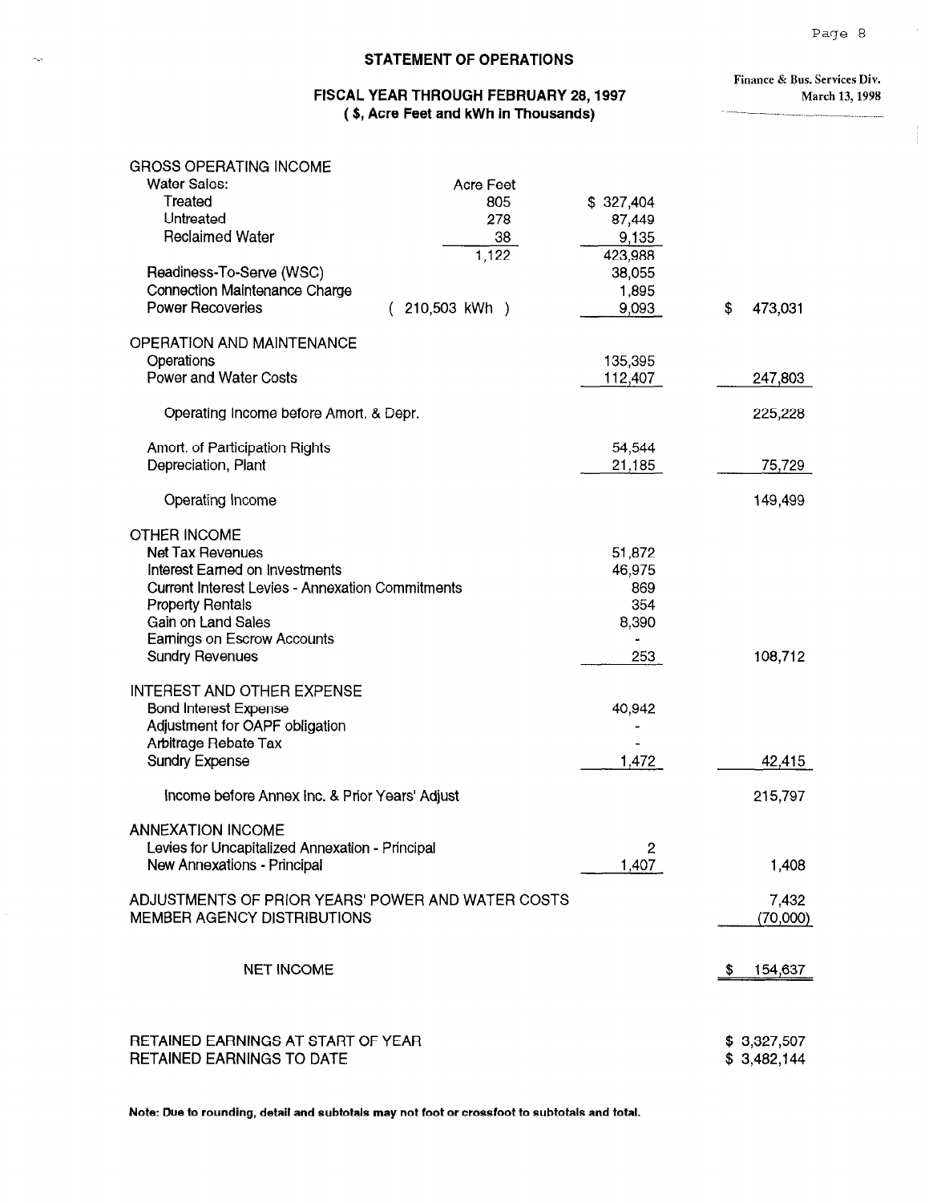# STATEMENT OF OPERATIONS

## FISCAL YEAR THROUGH FEBRUARY 28, 1997
**( $, Acre Feet and kWh in Thousands)**

Finance & Bus. Services Div.
March 13, 1998

| | | | |
|---|---|---|---|
| **GROSS OPERATING INCOME** | | | |
| Water Sales: | Acre Feet | | |
| Treated | 805 | $ 327,404 | |
| Untreated | 278 | 87,449 | |
| Reclaimed Water | 38 | 9,135 | |
| | 1,122 | 423,988 | |
| Readiness-To-Serve (WSC) | | 38,055 | |
| Connection Maintenance Charge | | 1,895 | |
| Power Recoveries | ( 210,503 kWh ) | 9,093 | $ 473,031 |
| **OPERATION AND MAINTENANCE** | | | |
| Operations | | 135,395 | |
| Power and Water Costs | | 112,407 | 247,803 |
| Operating Income before Amort. & Depr. | | | 225,228 |
| Amort. of Participation Rights | | 54,544 | |
| Depreciation, Plant | | 21,185 | 75,729 |
| Operating Income | | | 149,499 |
| **OTHER INCOME** | | | |
| Net Tax Revenues | | 51,872 | |
| Interest Earned on Investments | | 46,975 | |
| Current Interest Levies - Annexation Commitments | | 869 | |
| Property Rentals | | 354 | |
| Gain on Land Sales | | 8,390 | |
| Earnings on Escrow Accounts | | - | |
| Sundry Revenues | | 253 | 108,712 |
| **INTEREST AND OTHER EXPENSE** | | | |
| Bond Interest Expense | | 40,942 | |
| Adjustment for OAPF obligation | | - | |
| Arbitrage Rebate Tax | | - | |
| Sundry Expense | | 1,472 | 42,415 |
| Income before Annex Inc. & Prior Years' Adjust | | | 215,797 |
| **ANNEXATION INCOME** | | | |
| Levies for Uncapitalized Annexation - Principal | | 2 | |
| New Annexations - Principal | | 1,407 | 1,408 |
| ADJUSTMENTS OF PRIOR YEARS' POWER AND WATER COSTS | | | 7,432 |
| MEMBER AGENCY DISTRIBUTIONS | | | (70,000) |
| **NET INCOME** | | | $ 154,637 |
| RETAINED EARNINGS AT START OF YEAR | | | $ 3,327,507 |
| RETAINED EARNINGS TO DATE | | | $ 3,482,144 |

**Note: Due to rounding, detail and subtotals may not foot or crossfoot to subtotals and total.**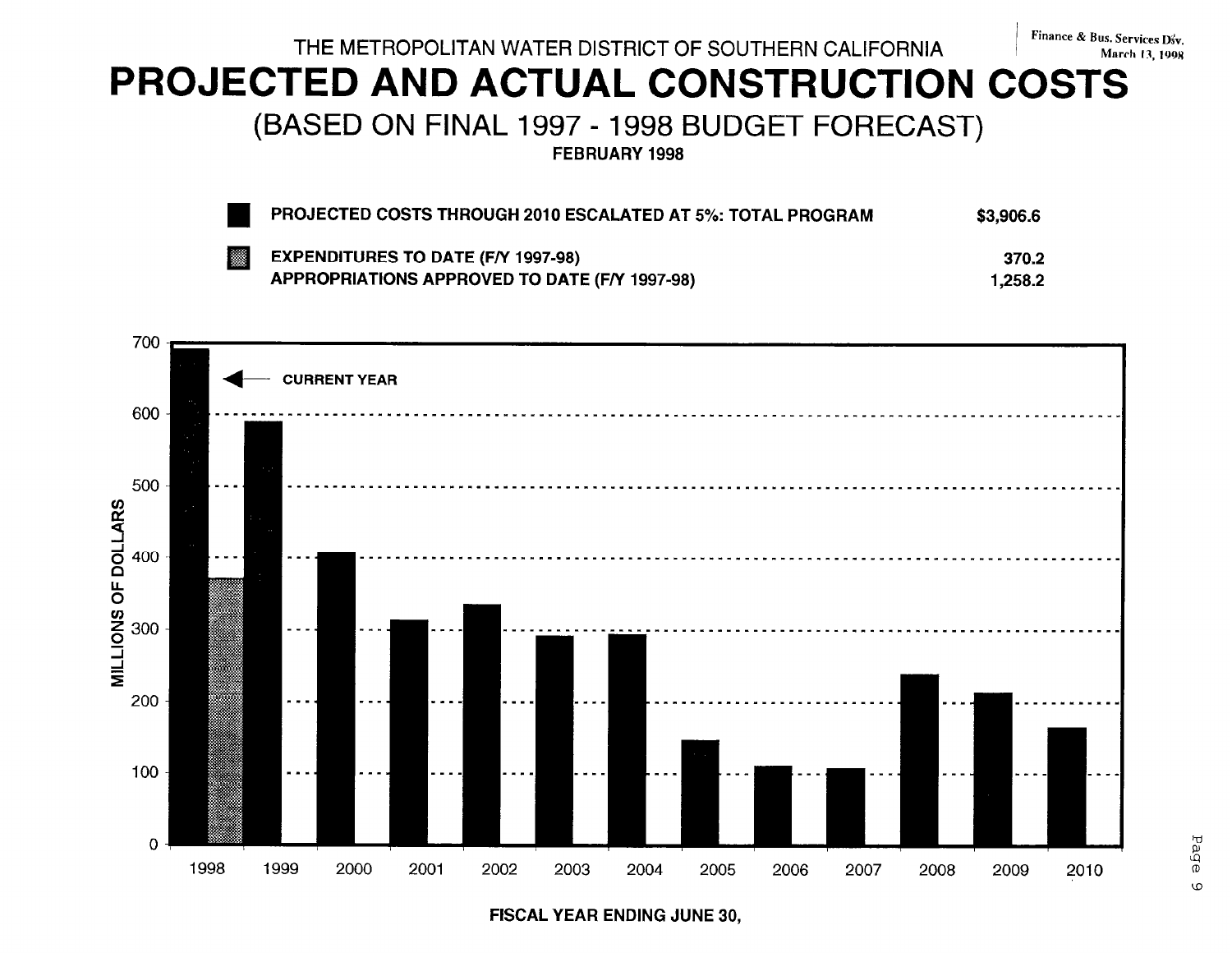Finance & Bus. Services Div.
March 13, 1998

THE METROPOLITAN WATER DISTRICT OF SOUTHERN CALIFORNIA

# PROJECTED AND ACTUAL CONSTRUCTION COSTS

## (BASED ON FINAL 1997 - 1998 BUDGET FORECAST)

**FEBRUARY 1998**

| | | |
|---|---|---|
| ■ | **PROJECTED COSTS THROUGH 2010 ESCALATED AT 5%: TOTAL PROGRAM** | **$3,906.6** |
| ▒ | **EXPENDITURES TO DATE (F/Y 1997-98)** | **370.2** |
| | **APPROPRIATIONS APPROVED TO DATE (F/Y 1997-98)** | **1,258.2** |

CURRENT YEAR

MILLIONS OF DOLLARS

| | 1998 | 1999 | 2000 | 2001 | 2002 | 2003 | 2004 | 2005 | 2006 | 2007 | 2008 | 2009 | 2010 |
|---|---|---|---|---|---|---|---|---|---|---|---|---|---|

**FISCAL YEAR ENDING JUNE 30,**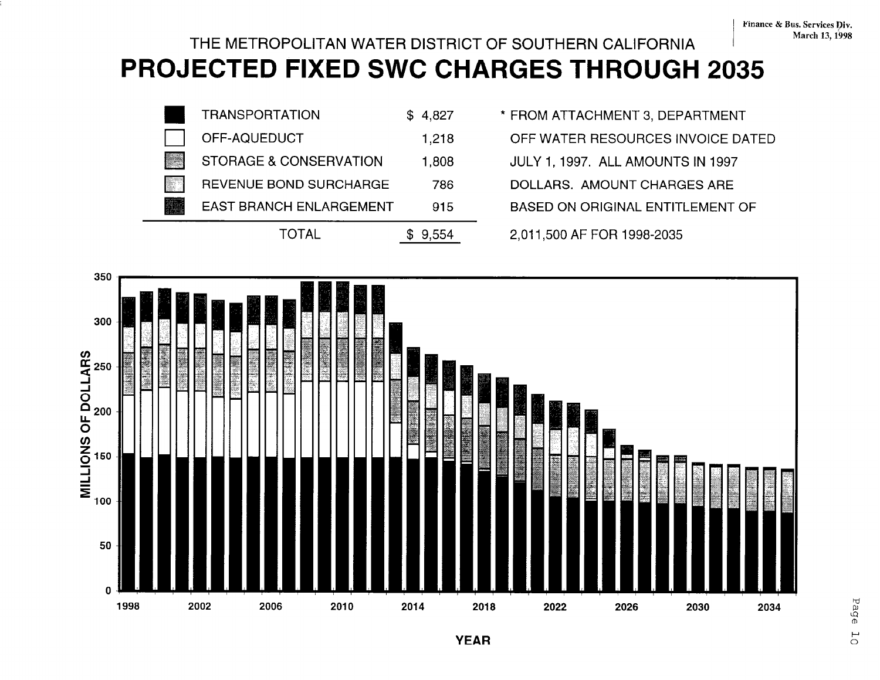Finance & Bus. Services Div.
March 13, 1998

THE METROPOLITAN WATER DISTRICT OF SOUTHERN CALIFORNIA

# PROJECTED FIXED SWC CHARGES THROUGH 2035

| | |
|---|---|
| TRANSPORTATION | $ 4,827 |
| OFF-AQUEDUCT | 1,218 |
| STORAGE & CONSERVATION | 1,808 |
| REVENUE BOND SURCHARGE | 786 |
| EAST BRANCH ENLARGEMENT | 915 |
| TOTAL | $ 9,554 |

\* FROM ATTACHMENT 3, DEPARTMENT OFF WATER RESOURCES INVOICE DATED JULY 1, 1997. ALL AMOUNTS IN 1997 DOLLARS. AMOUNT CHARGES ARE BASED ON ORIGINAL ENTITLEMENT OF 2,011,500 AF FOR 1998-2035

MILLIONS OF DOLLARS

YEAR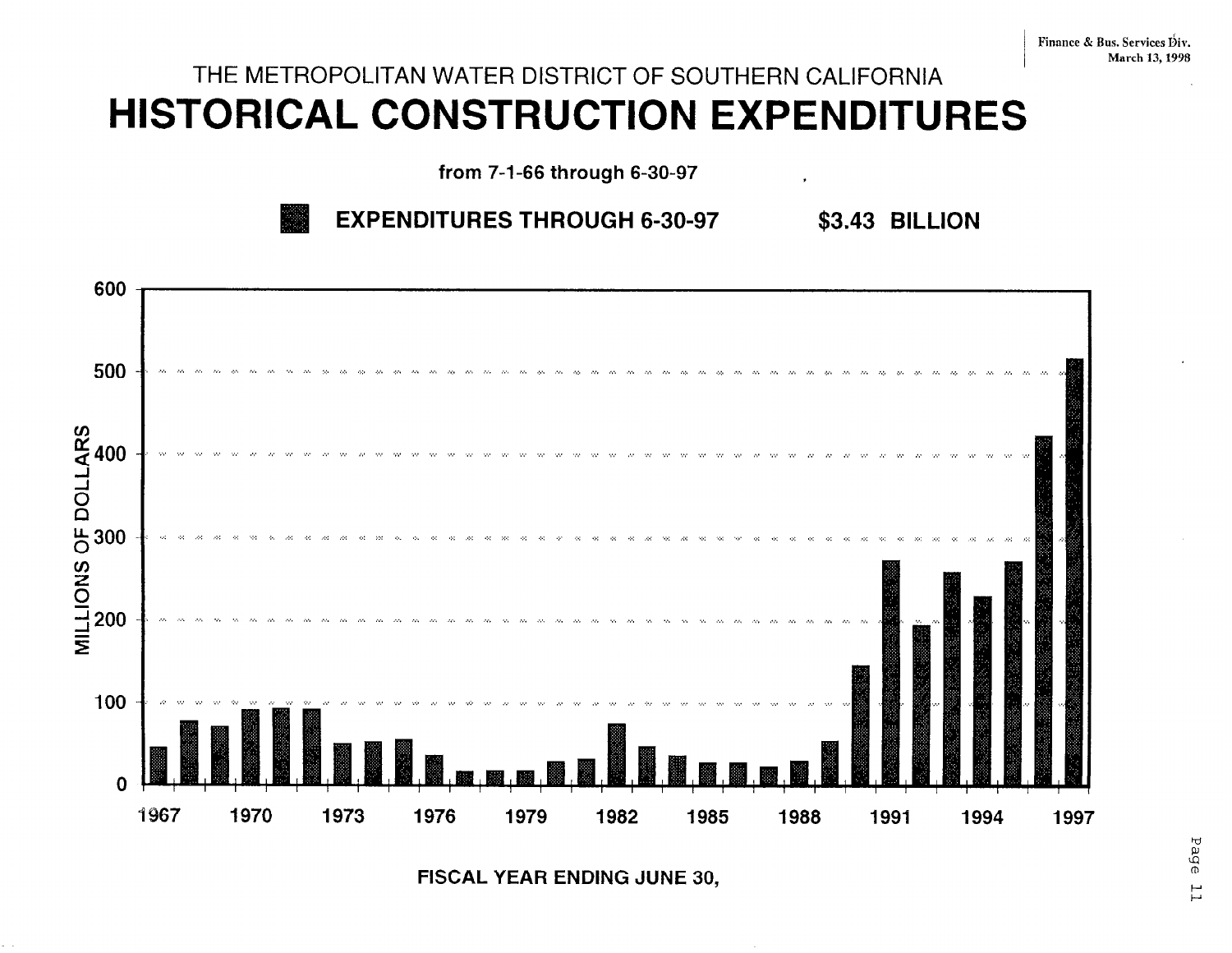Finance & Bus. Services Div.
March 13, 1998

THE METROPOLITAN WATER DISTRICT OF SOUTHERN CALIFORNIA

# HISTORICAL CONSTRUCTION EXPENDITURES

**from 7-1-66 through 6-30-97**

**EXPENDITURES THROUGH 6-30-97 $3.43 BILLION**

MILLIONS OF DOLLARS

FISCAL YEAR ENDING JUNE 30,

| Fiscal Year | Approx. Expenditures (Millions of Dollars) |
|---|---|
| 1967 | 45 |
| 1968 | 77 |
| 1969 | 71 |
| 1970 | 91 |
| 1971 | 93 |
| 1972 | 92 |
| 1973 | 50 |
| 1974 | 52 |
| 1975 | 55 |
| 1976 | 36 |
| 1977 | 16 |
| 1978 | 17 |
| 1979 | 17 |
| 1980 | 28 |
| 1981 | 31 |
| 1982 | 74 |
| 1983 | 46 |
| 1984 | 35 |
| 1985 | 27 |
| 1986 | 27 |
| 1987 | 22 |
| 1988 | 29 |
| 1989 | 53 |
| 1990 | 145 |
| 1991 | 273 |
| 1992 | 194 |
| 1993 | 259 |
| 1994 | 229 |
| 1995 | 271 |
| 1996 | 423 |
| 1997 | 517 |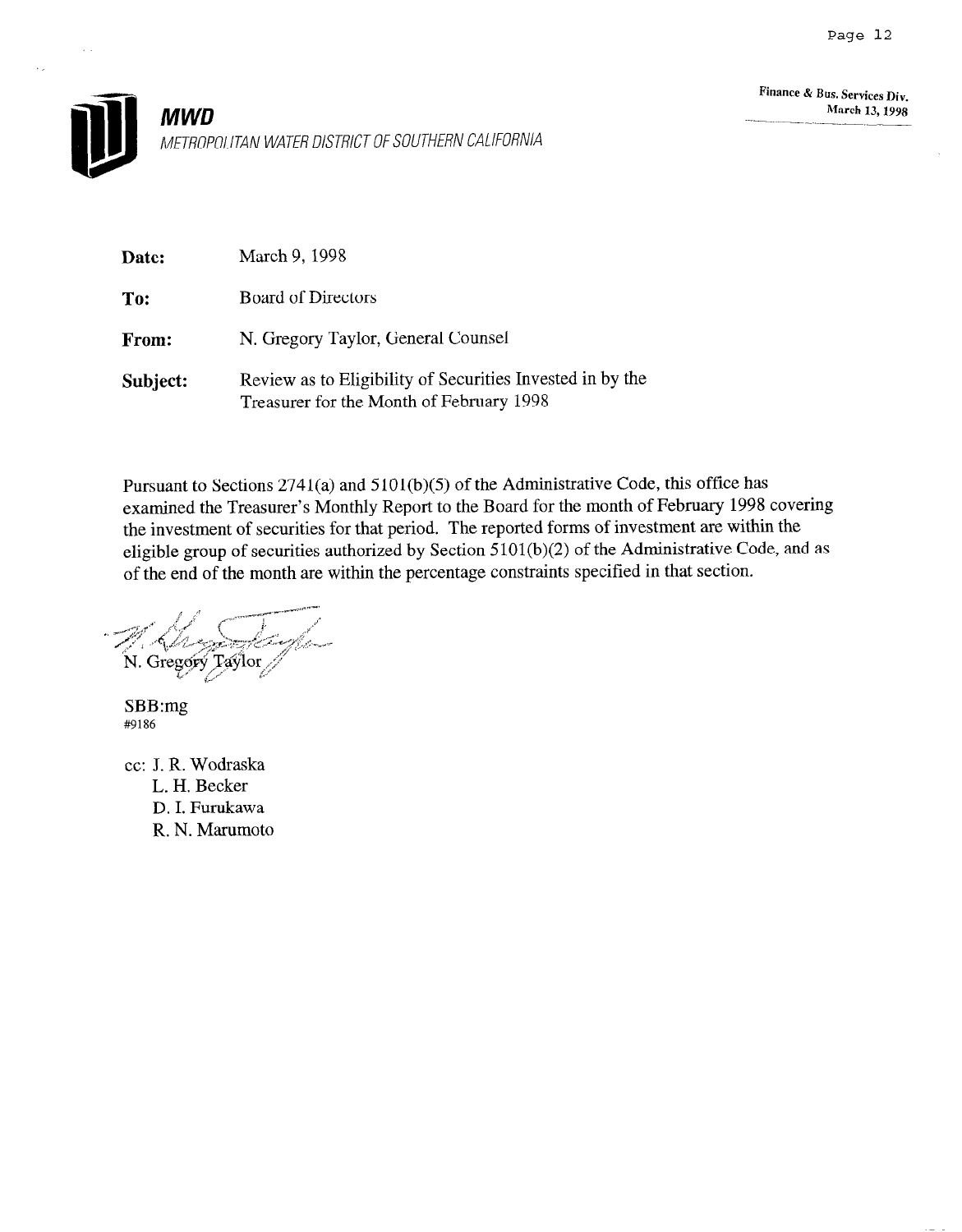**MWD**

*METROPOLITAN WATER DISTRICT OF SOUTHERN CALIFORNIA*

Finance & Bus. Services Div.
March 13, 1998

**Date:** March 9, 1998

**To:** Board of Directors

**From:** N. Gregory Taylor, General Counsel

**Subject:** Review as to Eligibility of Securities Invested in by the Treasurer for the Month of February 1998

Pursuant to Sections 2741(a) and 5101(b)(5) of the Administrative Code, this office has examined the Treasurer's Monthly Report to the Board for the month of February 1998 covering the investment of securities for that period. The reported forms of investment are within the eligible group of securities authorized by Section 5101(b)(2) of the Administrative Code, and as of the end of the month are within the percentage constraints specified in that section.

N. Gregory Taylor

SBB:mg
#9186

cc: J. R. Wodraska
L. H. Becker
D. I. Furukawa
R. N. Marumoto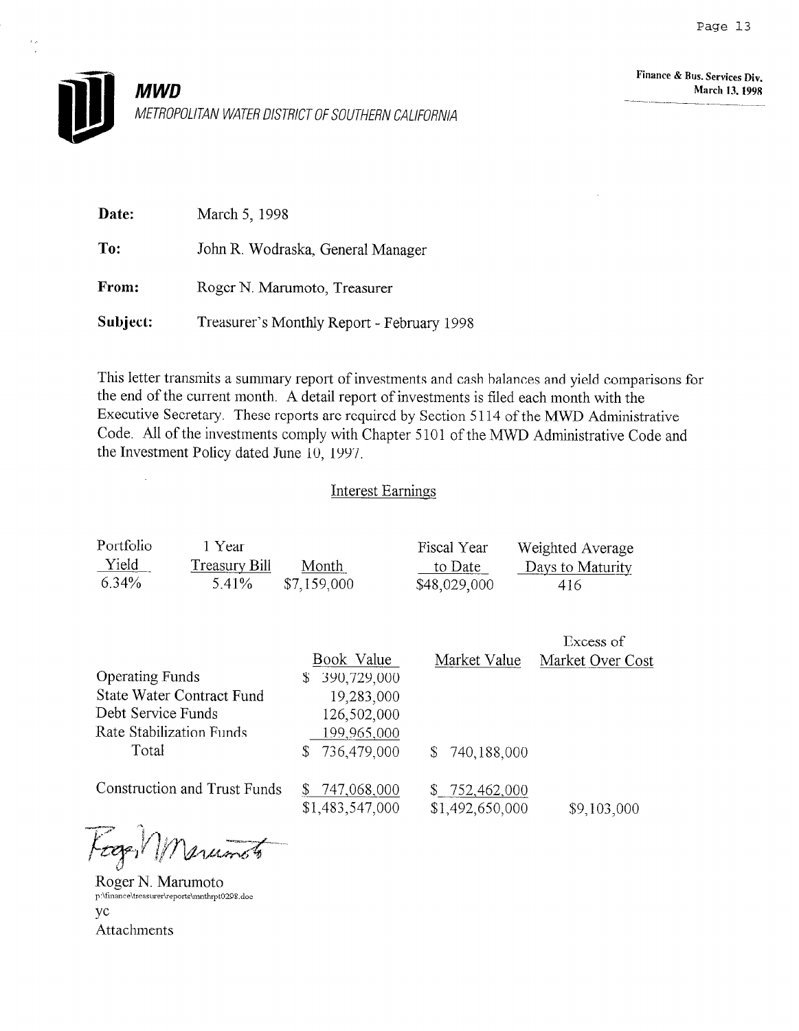**MWD**

METROPOLITAN WATER DISTRICT OF SOUTHERN CALIFORNIA

Finance & Bus. Services Div.
March 13, 1998

**Date:** March 5, 1998

**To:** John R. Wodraska, General Manager

**From:** Roger N. Marumoto, Treasurer

**Subject:** Treasurer's Monthly Report - February 1998

This letter transmits a summary report of investments and cash balances and yield comparisons for the end of the current month. A detail report of investments is filed each month with the Executive Secretary. These reports are required by Section 5114 of the MWD Administrative Code. All of the investments comply with Chapter 5101 of the MWD Administrative Code and the Investment Policy dated June 10, 1997.

## Interest Earnings

| Portfolio Yield | 1 Year Treasury Bill | Month | Fiscal Year to Date | Weighted Average Days to Maturity |
|---|---|---|---|---|
| 6.34% | 5.41% | $7,159,000 | $48,029,000 | 416 |

| | Book Value | Market Value | Excess of Market Over Cost |
|---|---|---|---|
| Operating Funds | $ 390,729,000 | | |
| State Water Contract Fund | 19,283,000 | | |
| Debt Service Funds | 126,502,000 | | |
| Rate Stabilization Funds | 199,965,000 | | |
| Total | $ 736,479,000 | $ 740,188,000 | |
| Construction and Trust Funds | $ 747,068,000 | $ 752,462,000 | |
| | $1,483,547,000 | $1,492,650,000 | $9,103,000 |

Roger N. Marumoto

p:\finance\treasurer\reports\mnthrpt0298.doc

yc

Attachments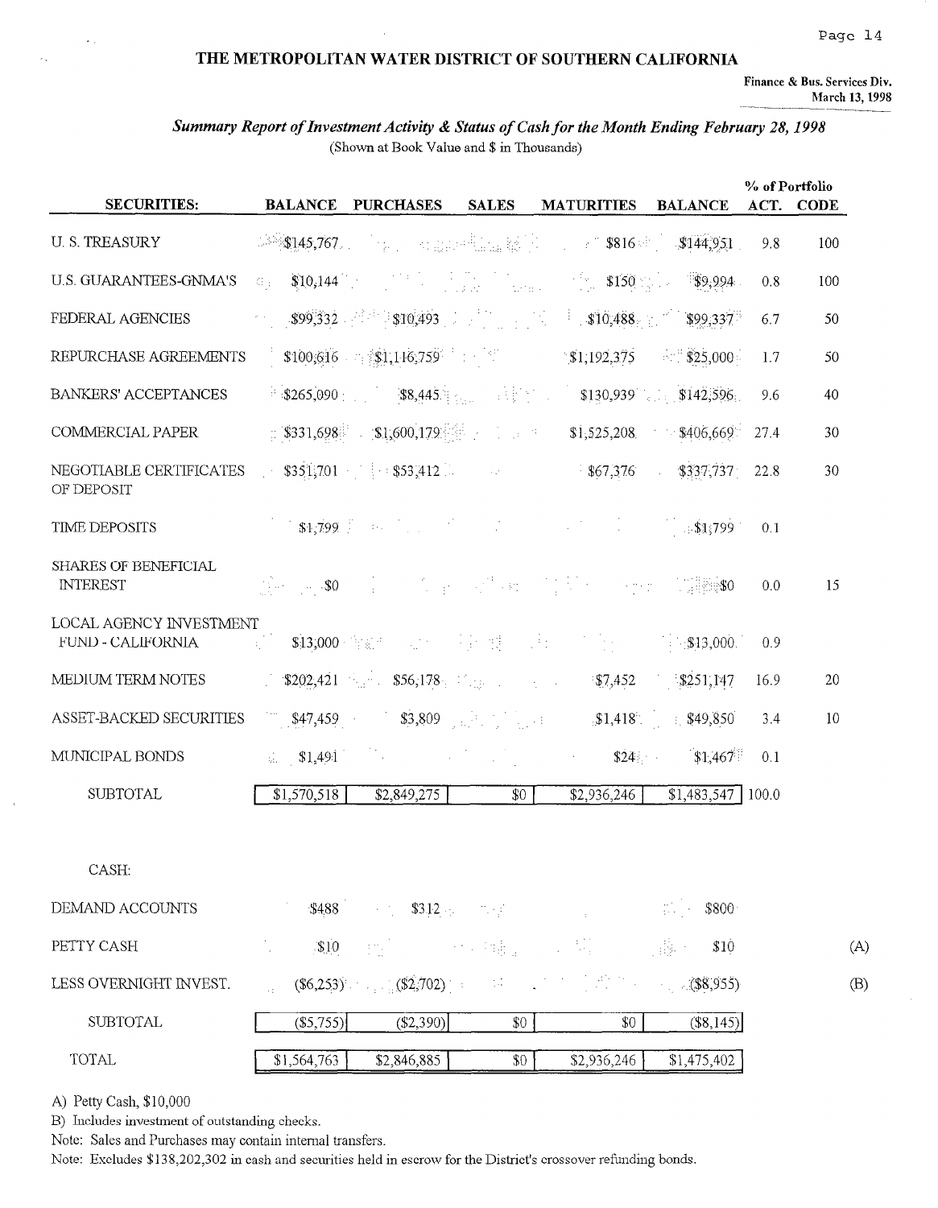# THE METROPOLITAN WATER DISTRICT OF SOUTHERN CALIFORNIA

Finance & Bus. Services Div.
March 13, 1998

***Summary Report of Investment Activity & Status of Cash for the Month Ending February 28, 1998***

(Shown at Book Value and $ in Thousands)

| SECURITIES: | BALANCE | PURCHASES | SALES | MATURITIES | BALANCE | % of Portfolio ACT. | CODE |
|---|---|---|---|---|---|---|---|
| U. S. TREASURY | $145,767 | | | $816 | $144,951 | 9.8 | 100 |
| U.S. GUARANTEES-GNMA'S | $10,144 | | | $150 | $9,994 | 0.8 | 100 |
| FEDERAL AGENCIES | $99,332 | $10,493 | | $10,488 | $99,337 | 6.7 | 50 |
| REPURCHASE AGREEMENTS | $100,616 | $1,116,759 | | $1,192,375 | $25,000 | 1.7 | 50 |
| BANKERS' ACCEPTANCES | $265,090 | $8,445 | | $130,939 | $142,596 | 9.6 | 40 |
| COMMERCIAL PAPER | $331,698 | $1,600,179 | | $1,525,208 | $406,669 | 27.4 | 30 |
| NEGOTIABLE CERTIFICATES OF DEPOSIT | $351,701 | $53,412 | | $67,376 | $337,737 | 22.8 | 30 |
| TIME DEPOSITS | $1,799 | | | | $1,799 | 0.1 | |
| SHARES OF BENEFICIAL INTEREST | $0 | | | | $0 | 0.0 | 15 |
| LOCAL AGENCY INVESTMENT FUND - CALIFORNIA | $13,000 | | | | $13,000 | 0.9 | |
| MEDIUM TERM NOTES | $202,421 | $56,178 | | $7,452 | $251,147 | 16.9 | 20 |
| ASSET-BACKED SECURITIES | $47,459 | $3,809 | | $1,418 | $49,850 | 3.4 | 10 |
| MUNICIPAL BONDS | $1,491 | | | $24 | $1,467 | 0.1 | |
| SUBTOTAL | $1,570,518 | $2,849,275 | $0 | $2,936,246 | $1,483,547 | 100.0 | |

| CASH: | BALANCE | PURCHASES | SALES | MATURITIES | BALANCE | |
|---|---|---|---|---|---|---|
| DEMAND ACCOUNTS | $488 | $312 | | | $800 | |
| PETTY CASH | $10 | | | | $10 | (A) |
| LESS OVERNIGHT INVEST. | ($6,253) | ($2,702) | | | ($8,955) | (B) |
| SUBTOTAL | ($5,755) | ($2,390) | $0 | $0 | ($8,145) | |
| TOTAL | $1,564,763 | $2,846,885 | $0 | $2,936,246 | $1,475,402 | |

A) Petty Cash, $10,000

B) Includes investment of outstanding checks.

Note: Sales and Purchases may contain internal transfers.

Note: Excludes $138,202,302 in cash and securities held in escrow for the District's crossover refunding bonds.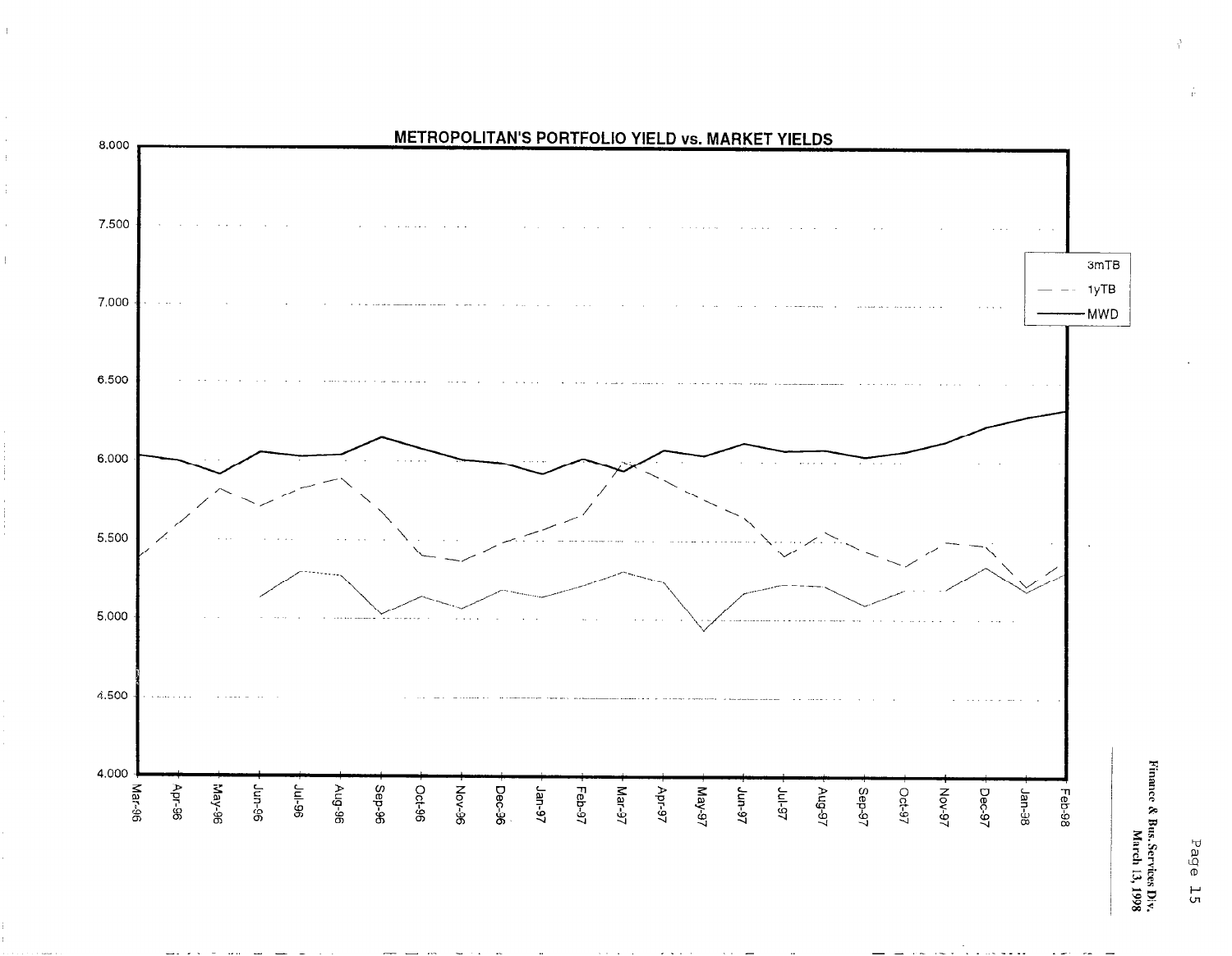**METROPOLITAN'S PORTFOLIO YIELD vs. MARKET YIELDS**

8.000

7.500

7.000

6.500

6.000

5.500

5.000

4.500

4.000

3mTB

1yTB

MWD

Mar-96 Apr-96 May-96 Jun-96 Jul-96 Aug-96 Sep-96 Oct-96 Nov-96 Dec-96 Jan-97 Feb-97 Mar-97 Apr-97 May-97 Jun-97 Jul-97 Aug-97 Sep-97 Oct-97 Nov-97 Dec-97 Jan-98 Feb-98

Finance & Bus. Services Div.
March 13, 1998